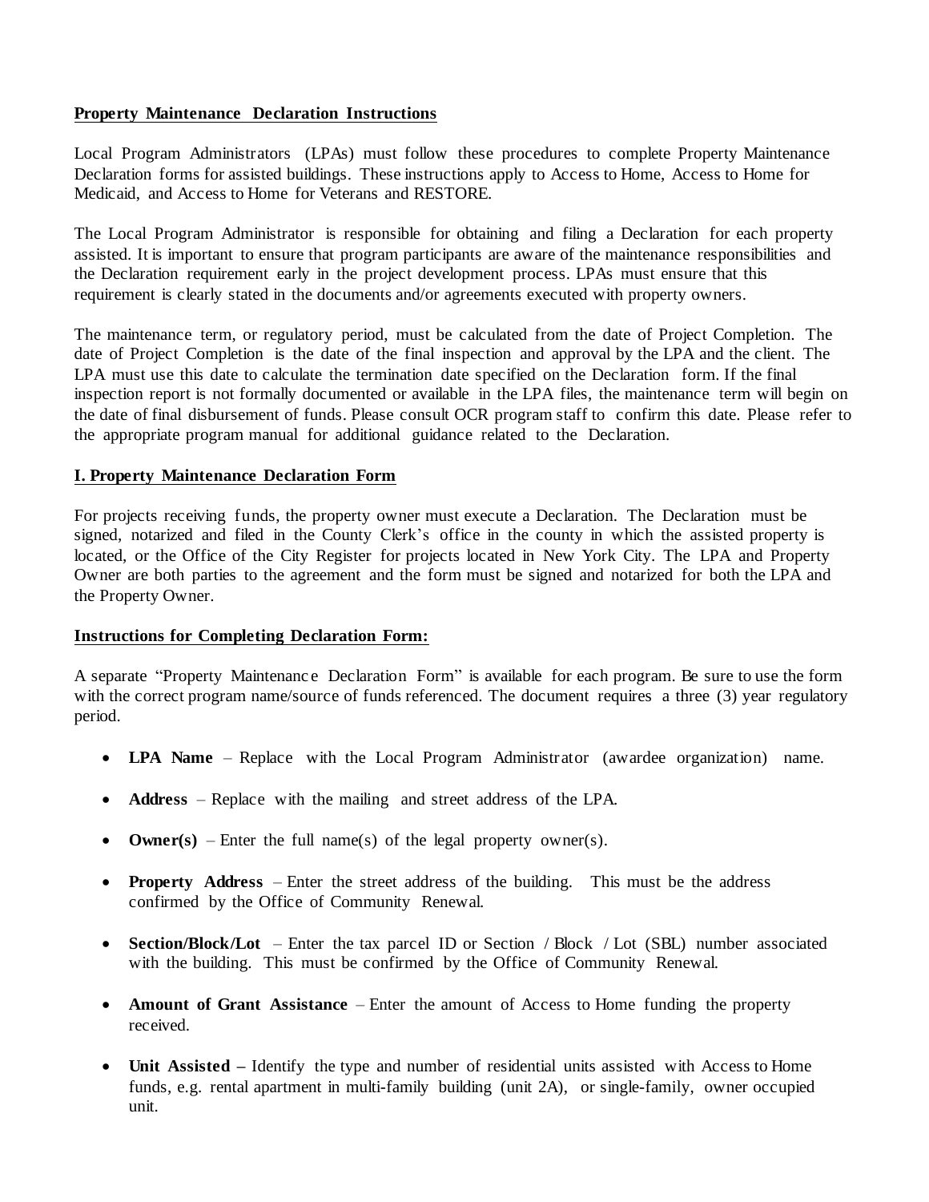## Property Maintenance Declaration Instructions

Local Program Administrators (LPAs) must follow these procedures to complete Property Maintenance Declaration forms for assisted buildings. These instructions apply to Access to Home, Access to Home for Medicaid, and Access to Home for Veterans and RESTORE.

The Local Program Administrator is responsible for obtaining and filing a Declaration for each property assisted. It is important to ensure that program participants are aware of the maintenance responsibilities and the Declaration requirement early in the project development process. LPAs must ensure that this requirement is clearly stated in the documents and/or agreements executed with property owners.

The maintenance term, or regulatory period, must be calculated from the date of Project Completion. The date of Project Completion is the date of the final inspection and approval by the LPA and the client. The LPA must use this date to calculate the termination date specified on the Declaration form. If the final inspection report is not formally documented or available in the LPA files, the maintenance term will begin on the date of final disbursement of funds. Please consult OCR program staff to confirm this date. Please refer to the appropriate program manual for additional guidance related to the Declaration.

## I. Property Maintenance Declaration Form

For projects receiving funds, the property owner must execute a Declaration. The Declaration must be signed, notarized and filed in the County Clerk's office in the county in which the assisted property is located, or the Office of the City Register for projects located in New York City. The LPA and Property Owner are both parties to the agreement and the form must be signed and notarized for both the LPA and the Property Owner.

### Instructions for Completing Declaration Form:

A separate "Property Maintenance Declaration Form" is available for each program. Be sure to use the form with the correct program name/source of funds referenced. The document requires a three (3) year regulatory period.

- **LPA Name** – Replace with the Local Program Administrator (awardee organization) name.
- **Address** – Replace with the mailing and street address of the LPA.
- **Owner(s)** – Enter the full name(s) of the legal property owner(s).
- **Property Address** – Enter the street address of the building. This must be the address confirmed by the Office of Community Renewal.
- **Section/Block/Lot** – Enter the tax parcel ID or Section / Block / Lot (SBL) number associated with the building. This must be confirmed by the Office of Community Renewal.
- **Amount of Grant Assistance** – Enter the amount of Access to Home funding the property received.
- **Unit Assisted –** Identify the type and number of residential units assisted with Access to Home funds, e.g. rental apartment in multi-family building (unit 2A), or single-family, owner occupied unit.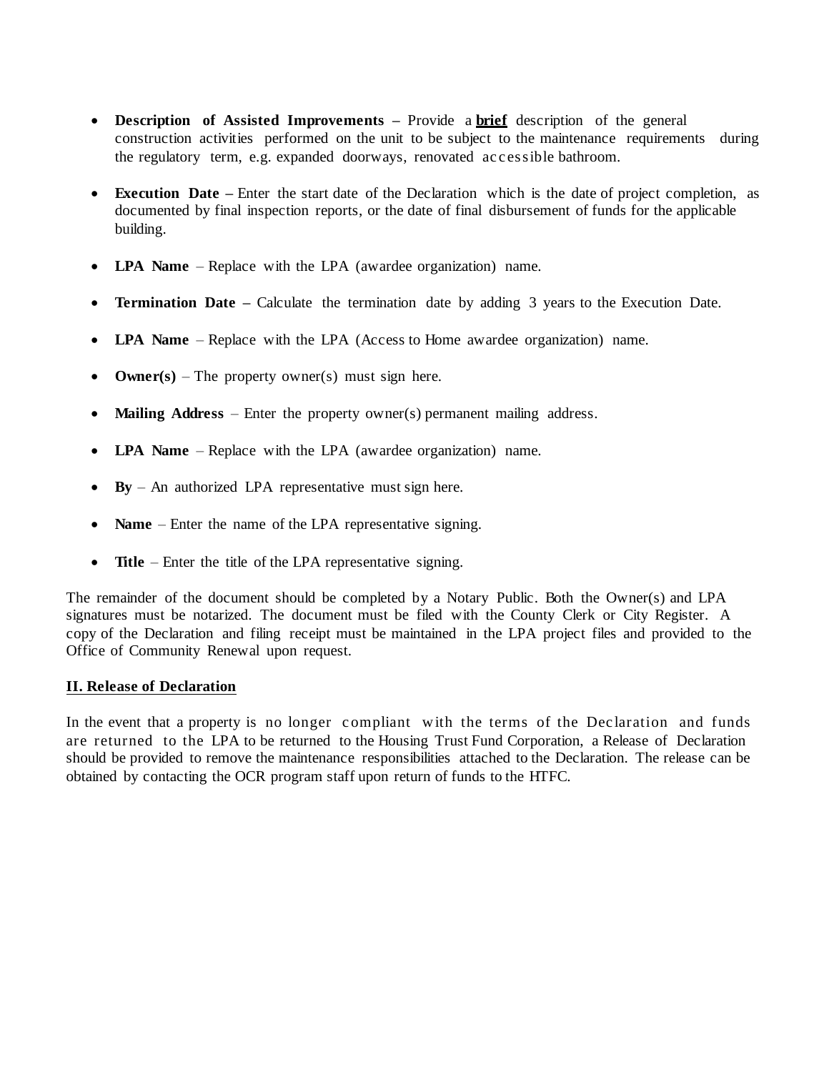- **Description of Assisted Improvements –** Provide a **brief** description of the general construction activities performed on the unit to be subject to the maintenance requirements during the regulatory term, e.g. expanded doorways, renovated accessible bathroom.

- **Execution Date –** Enter the start date of the Declaration which is the date of project completion, as documented by final inspection reports, or the date of final disbursement of funds for the applicable building.

- **LPA Name** – Replace with the LPA (awardee organization) name.

- **Termination Date –** Calculate the termination date by adding 3 years to the Execution Date.

- **LPA Name** – Replace with the LPA (Access to Home awardee organization) name.

- **Owner(s)** – The property owner(s) must sign here.

- **Mailing Address** – Enter the property owner(s) permanent mailing address.

- **LPA Name** – Replace with the LPA (awardee organization) name.

- **By** – An authorized LPA representative must sign here.

- **Name** – Enter the name of the LPA representative signing.

- **Title** – Enter the title of the LPA representative signing.

The remainder of the document should be completed by a Notary Public. Both the Owner(s) and LPA signatures must be notarized. The document must be filed with the County Clerk or City Register. A copy of the Declaration and filing receipt must be maintained in the LPA project files and provided to the Office of Community Renewal upon request.

## II. Release of Declaration

In the event that a property is no longer compliant with the terms of the Declaration and funds are returned to the LPA to be returned to the Housing Trust Fund Corporation, a Release of Declaration should be provided to remove the maintenance responsibilities attached to the Declaration. The release can be obtained by contacting the OCR program staff upon return of funds to the HTFC.